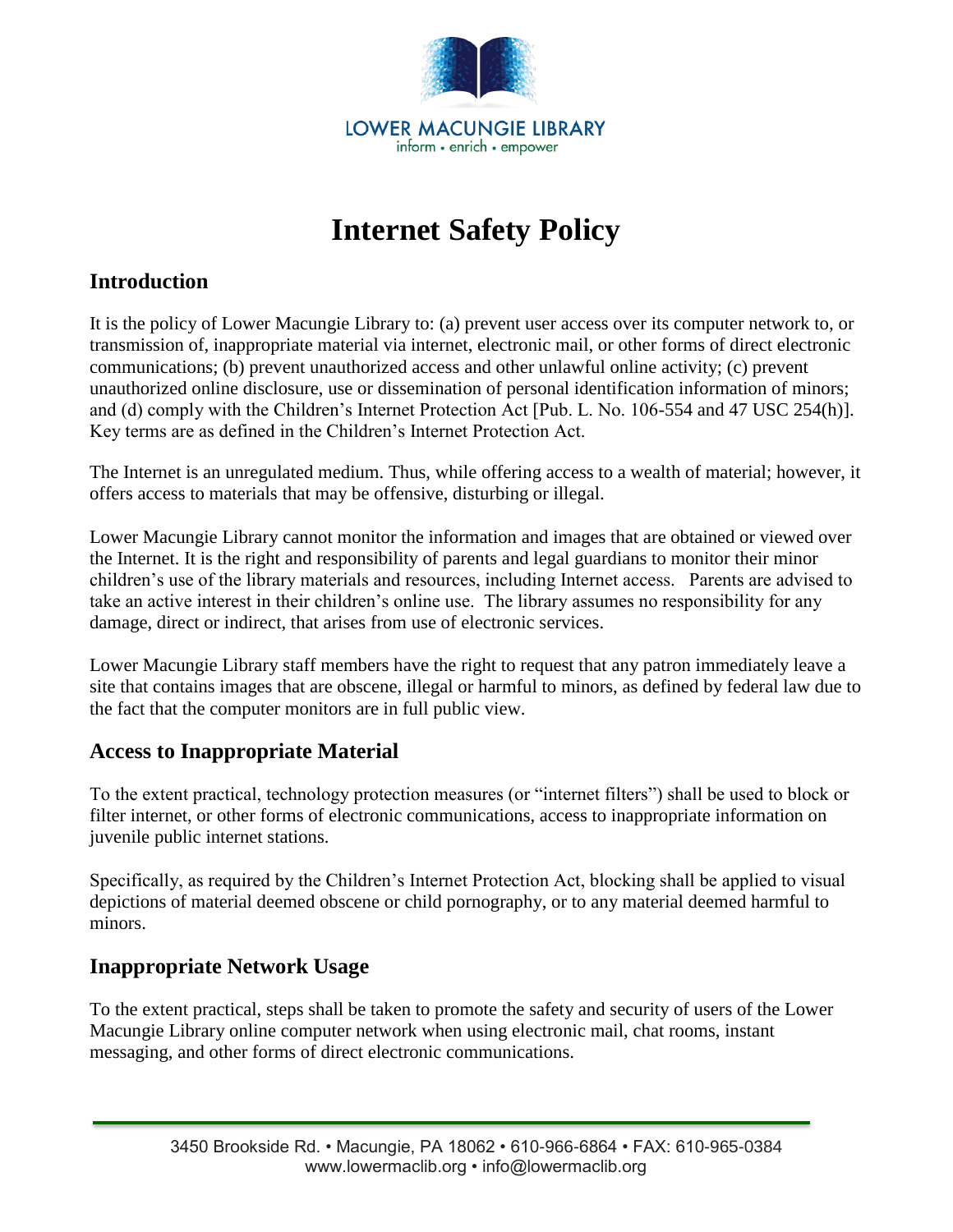LOWER MACUNGIE LIBRARY
inform • enrich • empower

# Internet Safety Policy

## Introduction

It is the policy of Lower Macungie Library to: (a) prevent user access over its computer network to, or transmission of, inappropriate material via internet, electronic mail, or other forms of direct electronic communications; (b) prevent unauthorized access and other unlawful online activity; (c) prevent unauthorized online disclosure, use or dissemination of personal identification information of minors; and (d) comply with the Children's Internet Protection Act [Pub. L. No. 106-554 and 47 USC 254(h)]. Key terms are as defined in the Children's Internet Protection Act.

The Internet is an unregulated medium. Thus, while offering access to a wealth of material; however, it offers access to materials that may be offensive, disturbing or illegal.

Lower Macungie Library cannot monitor the information and images that are obtained or viewed over the Internet. It is the right and responsibility of parents and legal guardians to monitor their minor children's use of the library materials and resources, including Internet access. Parents are advised to take an active interest in their children's online use. The library assumes no responsibility for any damage, direct or indirect, that arises from use of electronic services.

Lower Macungie Library staff members have the right to request that any patron immediately leave a site that contains images that are obscene, illegal or harmful to minors, as defined by federal law due to the fact that the computer monitors are in full public view.

## Access to Inappropriate Material

To the extent practical, technology protection measures (or "internet filters") shall be used to block or filter internet, or other forms of electronic communications, access to inappropriate information on juvenile public internet stations.

Specifically, as required by the Children's Internet Protection Act, blocking shall be applied to visual depictions of material deemed obscene or child pornography, or to any material deemed harmful to minors.

## Inappropriate Network Usage

To the extent practical, steps shall be taken to promote the safety and security of users of the Lower Macungie Library online computer network when using electronic mail, chat rooms, instant messaging, and other forms of direct electronic communications.

3450 Brookside Rd. • Macungie, PA 18062 • 610-966-6864 • FAX: 610-965-0384
www.lowermaclib.org • info@lowermaclib.org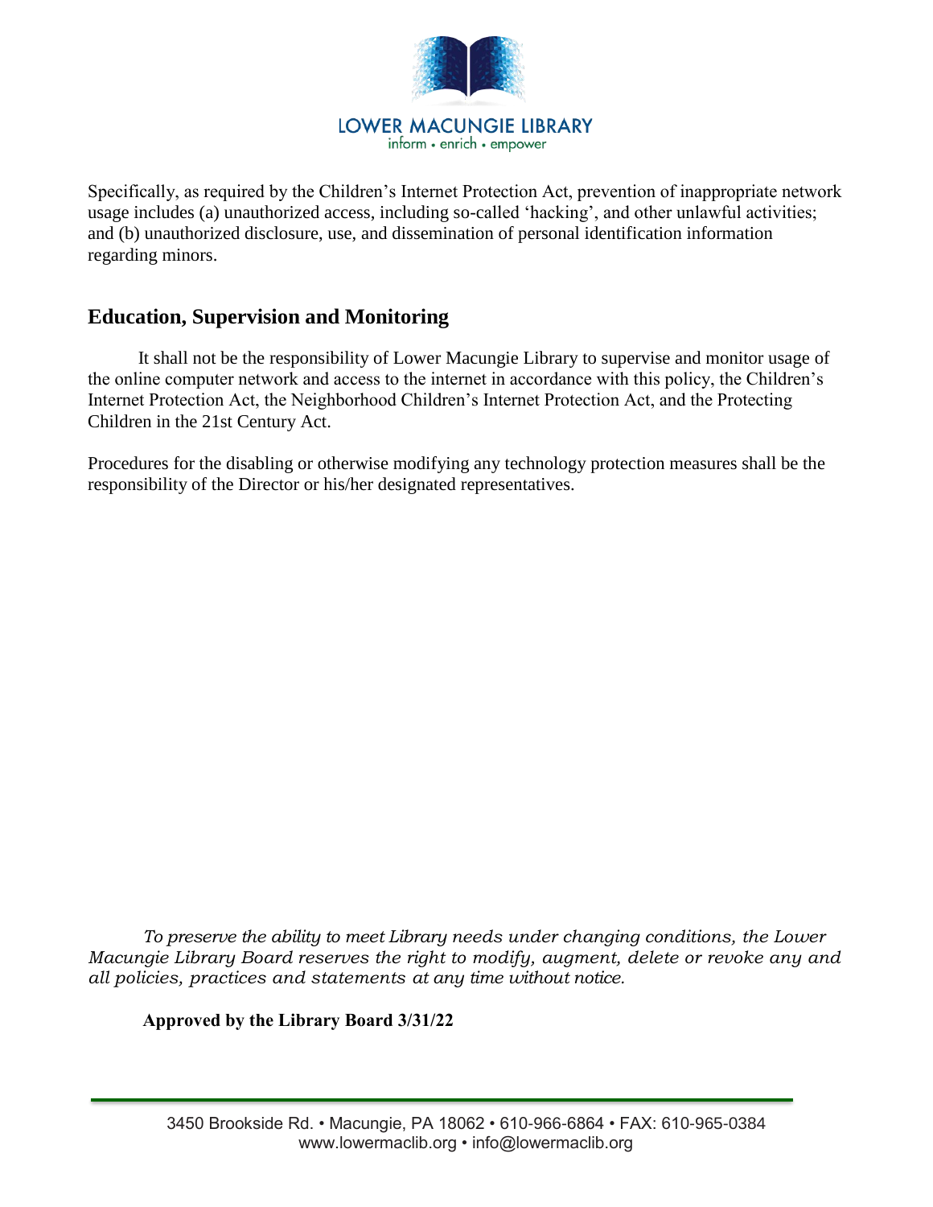Specifically, as required by the Children's Internet Protection Act, prevention of inappropriate network usage includes (a) unauthorized access, including so-called 'hacking', and other unlawful activities; and (b) unauthorized disclosure, use, and dissemination of personal identification information regarding minors.

## Education, Supervision and Monitoring

It shall not be the responsibility of Lower Macungie Library to supervise and monitor usage of the online computer network and access to the internet in accordance with this policy, the Children's Internet Protection Act, the Neighborhood Children's Internet Protection Act, and the Protecting Children in the 21st Century Act.

Procedures for the disabling or otherwise modifying any technology protection measures shall be the responsibility of the Director or his/her designated representatives.

*To preserve the ability to meet Library needs under changing conditions, the Lower Macungie Library Board reserves the right to modify, augment, delete or revoke any and all policies, practices and statements at any time without notice.*

**Approved by the Library Board 3/31/22**